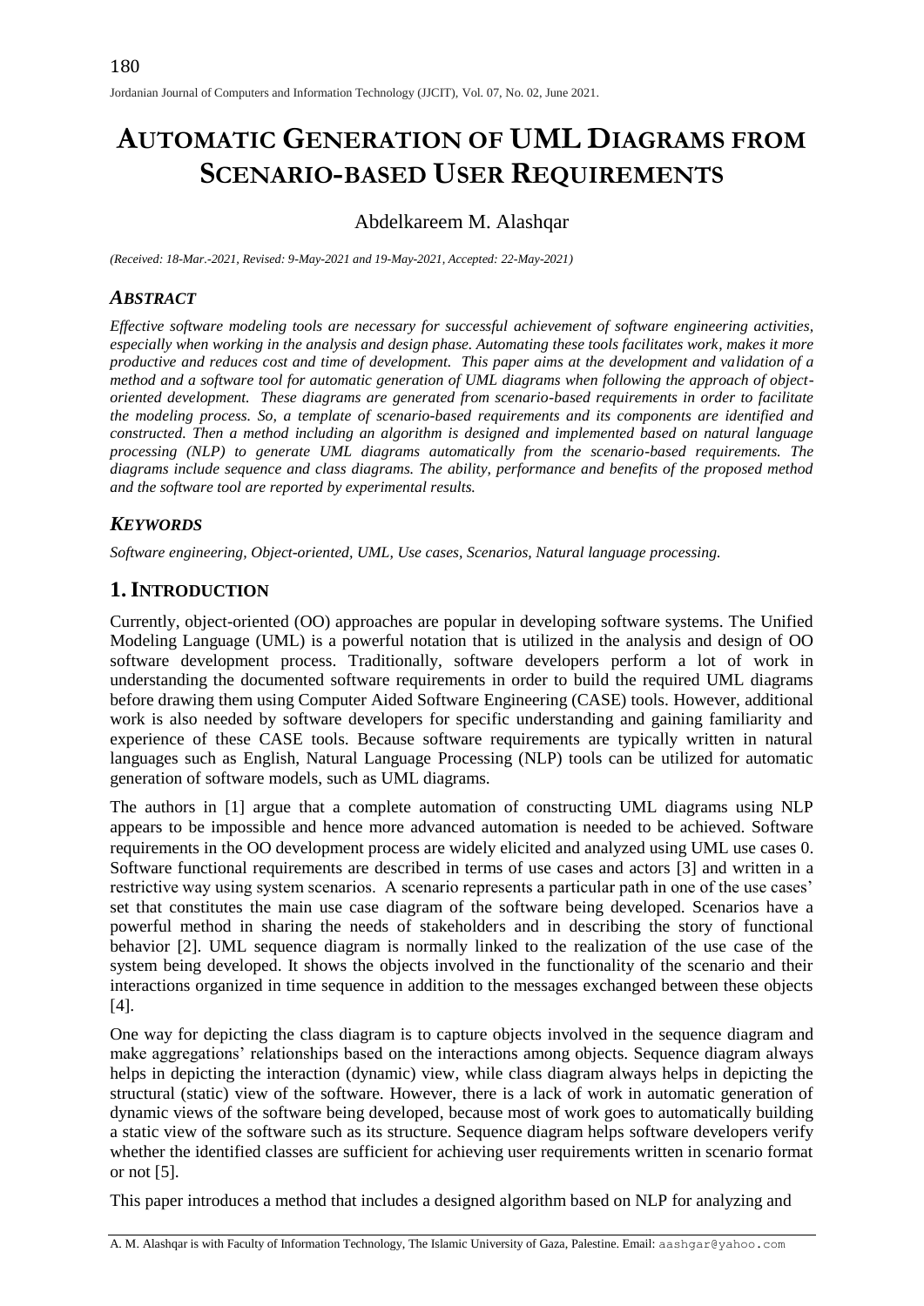// Page 1 of 12, doc 6cd194e30a12: no image_refs; header (page no. 180, journal line) omitted; author footnote at bottom kept.
# AUTOMATIC GENERATION OF UML DIAGRAMS FROM SCENARIO-BASED USER REQUIREMENTS

Abdelkareem M. Alashqar

*(Received: 18-Mar.-2021, Revised: 9-May-2021 and 19-May-2021, Accepted: 22-May-2021)*

## *ABSTRACT*

*Effective software modeling tools are necessary for successful achievement of software engineering activities, especially when working in the analysis and design phase. Automating these tools facilitates work, makes it more productive and reduces cost and time of development. This paper aims at the development and validation of a method and a software tool for automatic generation of UML diagrams when following the approach of object-oriented development. These diagrams are generated from scenario-based requirements in order to facilitate the modeling process. So, a template of scenario-based requirements and its components are identified and constructed. Then a method including an algorithm is designed and implemented based on natural language processing (NLP) to generate UML diagrams automatically from the scenario-based requirements. The diagrams include sequence and class diagrams. The ability, performance and benefits of the proposed method and the software tool are reported by experimental results.*

## *KEYWORDS*

*Software engineering, Object-oriented, UML, Use cases, Scenarios, Natural language processing.*

## 1. INTRODUCTION

Currently, object-oriented (OO) approaches are popular in developing software systems. The Unified Modeling Language (UML) is a powerful notation that is utilized in the analysis and design of OO software development process. Traditionally, software developers perform a lot of work in understanding the documented software requirements in order to build the required UML diagrams before drawing them using Computer Aided Software Engineering (CASE) tools. However, additional work is also needed by software developers for specific understanding and gaining familiarity and experience of these CASE tools. Because software requirements are typically written in natural languages such as English, Natural Language Processing (NLP) tools can be utilized for automatic generation of software models, such as UML diagrams.

The authors in [1] argue that a complete automation of constructing UML diagrams using NLP appears to be impossible and hence more advanced automation is needed to be achieved. Software requirements in the OO development process are widely elicited and analyzed using UML use cases 0. Software functional requirements are described in terms of use cases and actors [3] and written in a restrictive way using system scenarios. A scenario represents a particular path in one of the use cases' set that constitutes the main use case diagram of the software being developed. Scenarios have a powerful method in sharing the needs of stakeholders and in describing the story of functional behavior [2]. UML sequence diagram is normally linked to the realization of the use case of the system being developed. It shows the objects involved in the functionality of the scenario and their interactions organized in time sequence in addition to the messages exchanged between these objects [4].

One way for depicting the class diagram is to capture objects involved in the sequence diagram and make aggregations' relationships based on the interactions among objects. Sequence diagram always helps in depicting the interaction (dynamic) view, while class diagram always helps in depicting the structural (static) view of the software. However, there is a lack of work in automatic generation of dynamic views of the software being developed, because most of work goes to automatically building a static view of the software such as its structure. Sequence diagram helps software developers verify whether the identified classes are sufficient for achieving user requirements written in scenario format or not [5].

This paper introduces a method that includes a designed algorithm based on NLP for analyzing and

A. M. Alashqar is with Faculty of Information Technology, The Islamic University of Gaza, Palestine. Email: aashgar@yahoo.com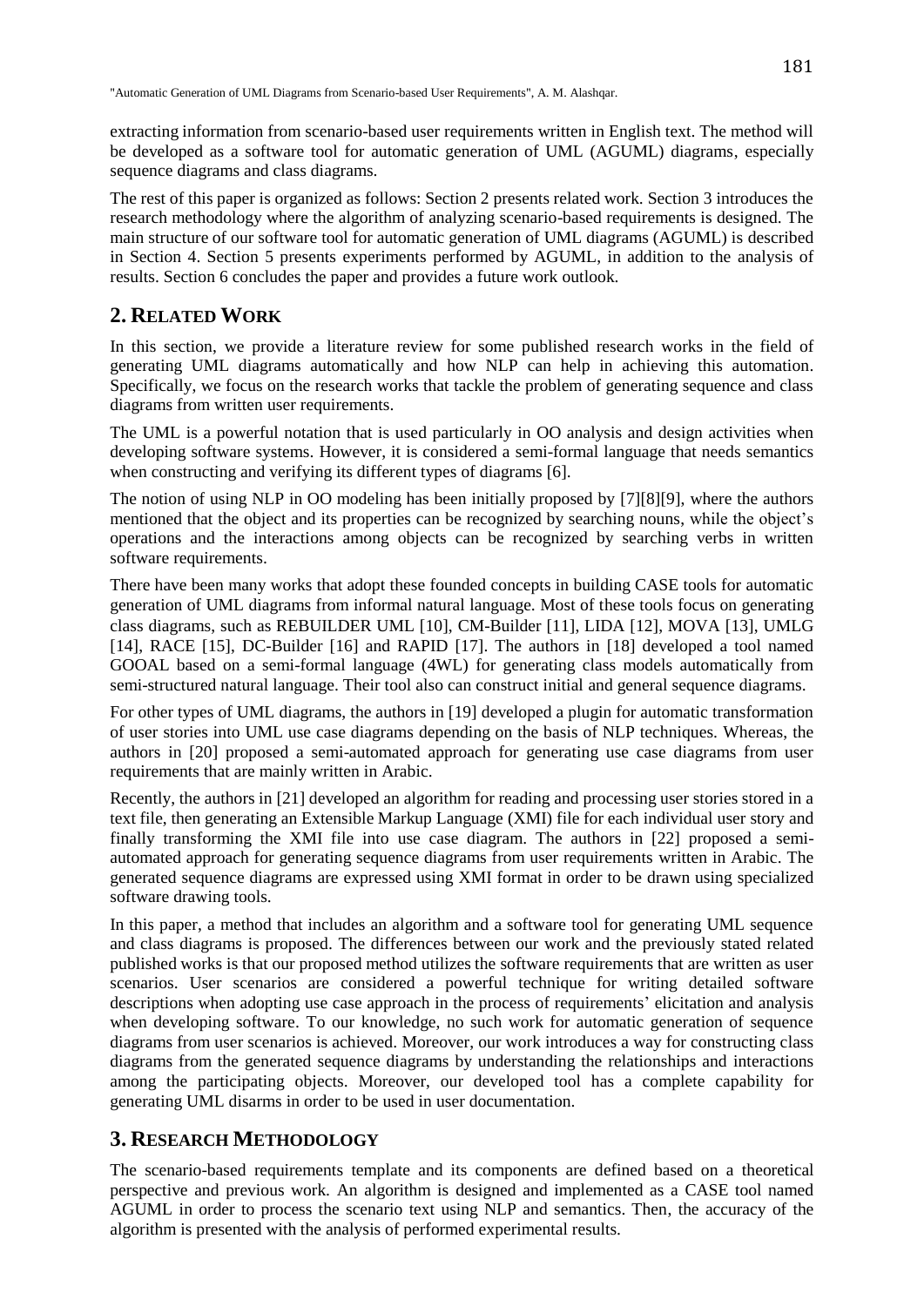extracting information from scenario-based user requirements written in English text. The method will be developed as a software tool for automatic generation of UML (AGUML) diagrams, especially sequence diagrams and class diagrams.

The rest of this paper is organized as follows: Section 2 presents related work. Section 3 introduces the research methodology where the algorithm of analyzing scenario-based requirements is designed. The main structure of our software tool for automatic generation of UML diagrams (AGUML) is described in Section 4. Section 5 presents experiments performed by AGUML, in addition to the analysis of results. Section 6 concludes the paper and provides a future work outlook.

## 2. RELATED WORK

In this section, we provide a literature review for some published research works in the field of generating UML diagrams automatically and how NLP can help in achieving this automation. Specifically, we focus on the research works that tackle the problem of generating sequence and class diagrams from written user requirements.

The UML is a powerful notation that is used particularly in OO analysis and design activities when developing software systems. However, it is considered a semi-formal language that needs semantics when constructing and verifying its different types of diagrams [6].

The notion of using NLP in OO modeling has been initially proposed by [7][8][9], where the authors mentioned that the object and its properties can be recognized by searching nouns, while the object's operations and the interactions among objects can be recognized by searching verbs in written software requirements.

There have been many works that adopt these founded concepts in building CASE tools for automatic generation of UML diagrams from informal natural language. Most of these tools focus on generating class diagrams, such as REBUILDER UML [10], CM-Builder [11], LIDA [12], MOVA [13], UMLG [14], RACE [15], DC-Builder [16] and RAPID [17]. The authors in [18] developed a tool named GOOAL based on a semi-formal language (4WL) for generating class models automatically from semi-structured natural language. Their tool also can construct initial and general sequence diagrams.

For other types of UML diagrams, the authors in [19] developed a plugin for automatic transformation of user stories into UML use case diagrams depending on the basis of NLP techniques. Whereas, the authors in [20] proposed a semi-automated approach for generating use case diagrams from user requirements that are mainly written in Arabic.

Recently, the authors in [21] developed an algorithm for reading and processing user stories stored in a text file, then generating an Extensible Markup Language (XMI) file for each individual user story and finally transforming the XMI file into use case diagram. The authors in [22] proposed a semi-automated approach for generating sequence diagrams from user requirements written in Arabic. The generated sequence diagrams are expressed using XMI format in order to be drawn using specialized software drawing tools.

In this paper, a method that includes an algorithm and a software tool for generating UML sequence and class diagrams is proposed. The differences between our work and the previously stated related published works is that our proposed method utilizes the software requirements that are written as user scenarios. User scenarios are considered a powerful technique for writing detailed software descriptions when adopting use case approach in the process of requirements' elicitation and analysis when developing software. To our knowledge, no such work for automatic generation of sequence diagrams from user scenarios is achieved. Moreover, our work introduces a way for constructing class diagrams from the generated sequence diagrams by understanding the relationships and interactions among the participating objects. Moreover, our developed tool has a complete capability for generating UML disarms in order to be used in user documentation.

## 3. RESEARCH METHODOLOGY

The scenario-based requirements template and its components are defined based on a theoretical perspective and previous work. An algorithm is designed and implemented as a CASE tool named AGUML in order to process the scenario text using NLP and semantics. Then, the accuracy of the algorithm is presented with the analysis of performed experimental results.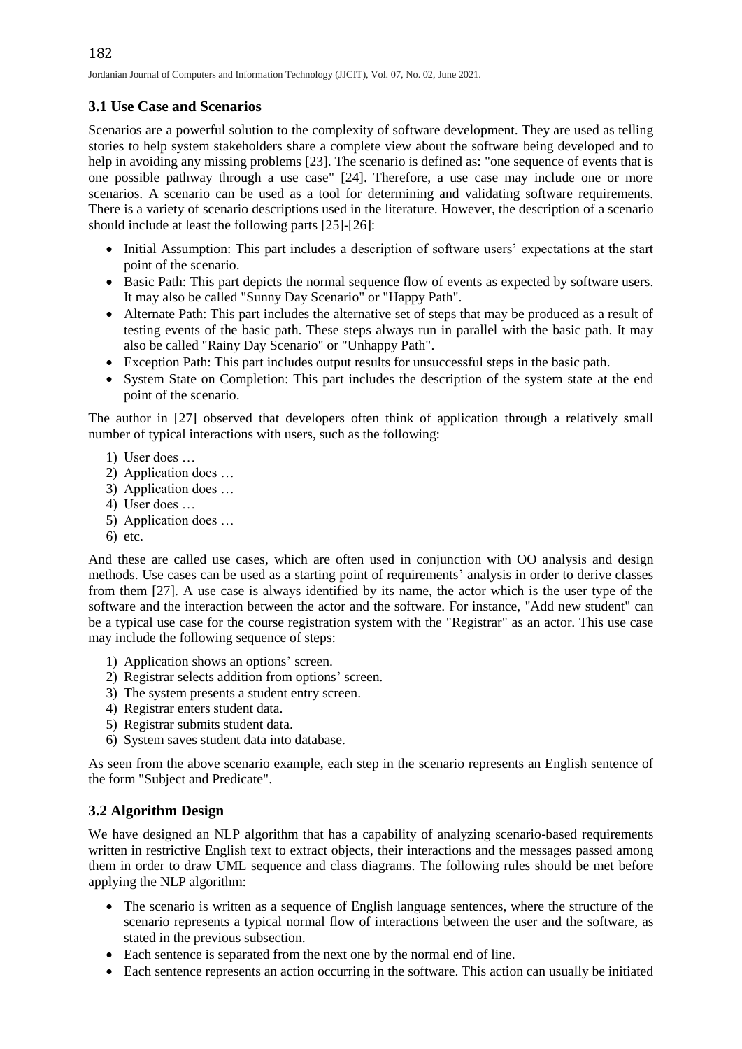## 3.1 Use Case and Scenarios

Scenarios are a powerful solution to the complexity of software development. They are used as telling stories to help system stakeholders share a complete view about the software being developed and to help in avoiding any missing problems [23]. The scenario is defined as: "one sequence of events that is one possible pathway through a use case" [24]. Therefore, a use case may include one or more scenarios. A scenario can be used as a tool for determining and validating software requirements. There is a variety of scenario descriptions used in the literature. However, the description of a scenario should include at least the following parts [25]-[26]:

- Initial Assumption: This part includes a description of software users' expectations at the start point of the scenario.
- Basic Path: This part depicts the normal sequence flow of events as expected by software users. It may also be called "Sunny Day Scenario" or "Happy Path".
- Alternate Path: This part includes the alternative set of steps that may be produced as a result of testing events of the basic path. These steps always run in parallel with the basic path. It may also be called "Rainy Day Scenario" or "Unhappy Path".
- Exception Path: This part includes output results for unsuccessful steps in the basic path.
- System State on Completion: This part includes the description of the system state at the end point of the scenario.

The author in [27] observed that developers often think of application through a relatively small number of typical interactions with users, such as the following:

1) User does …
2) Application does …
3) Application does …
4) User does …
5) Application does …
6) etc.

And these are called use cases, which are often used in conjunction with OO analysis and design methods. Use cases can be used as a starting point of requirements' analysis in order to derive classes from them [27]. A use case is always identified by its name, the actor which is the user type of the software and the interaction between the actor and the software. For instance, "Add new student" can be a typical use case for the course registration system with the "Registrar" as an actor. This use case may include the following sequence of steps:

1) Application shows an options' screen.
2) Registrar selects addition from options' screen.
3) The system presents a student entry screen.
4) Registrar enters student data.
5) Registrar submits student data.
6) System saves student data into database.

As seen from the above scenario example, each step in the scenario represents an English sentence of the form "Subject and Predicate".

## 3.2 Algorithm Design

We have designed an NLP algorithm that has a capability of analyzing scenario-based requirements written in restrictive English text to extract objects, their interactions and the messages passed among them in order to draw UML sequence and class diagrams. The following rules should be met before applying the NLP algorithm:

- The scenario is written as a sequence of English language sentences, where the structure of the scenario represents a typical normal flow of interactions between the user and the software, as stated in the previous subsection.
- Each sentence is separated from the next one by the normal end of line.
- Each sentence represents an action occurring in the software. This action can usually be initiated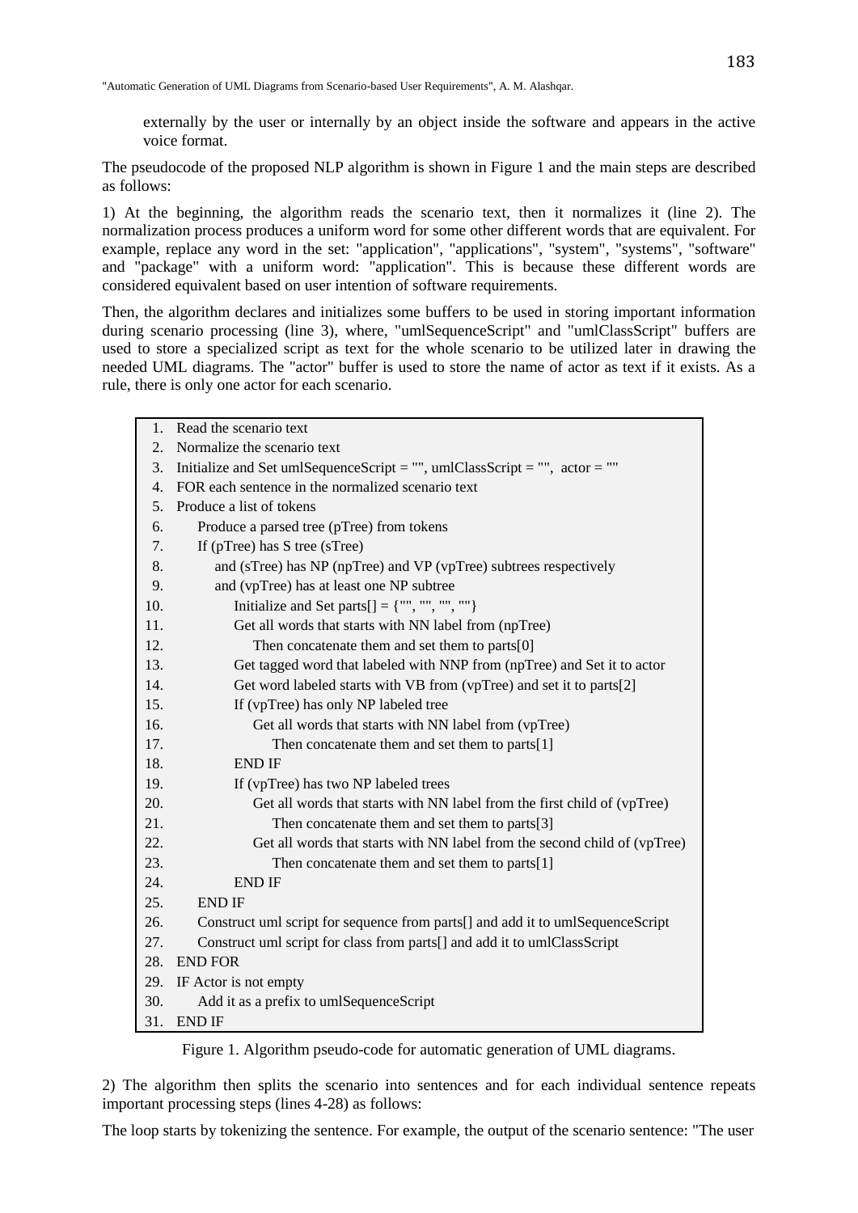externally by the user or internally by an object inside the software and appears in the active voice format.

The pseudocode of the proposed NLP algorithm is shown in Figure 1 and the main steps are described as follows:

1) At the beginning, the algorithm reads the scenario text, then it normalizes it (line 2). The normalization process produces a uniform word for some other different words that are equivalent. For example, replace any word in the set: "application", "applications", "system", "systems", "software" and "package" with a uniform word: "application". This is because these different words are considered equivalent based on user intention of software requirements.

Then, the algorithm declares and initializes some buffers to be used in storing important information during scenario processing (line 3), where, "umlSequenceScript" and "umlClassScript" buffers are used to store a specialized script as text for the whole scenario to be utilized later in drawing the needed UML diagrams. The "actor" buffer is used to store the name of actor as text if it exists. As a rule, there is only one actor for each scenario.

```
 1.  Read the scenario text
 2.  Normalize the scenario text
 3.  Initialize and Set umlSequenceScript = "", umlClassScript = "",  actor = ""
 4.  FOR each sentence in the normalized scenario text
 5.  Produce a list of tokens
 6.      Produce a parsed tree (pTree) from tokens
 7.      If (pTree) has S tree (sTree)
 8.          and (sTree) has NP (npTree) and VP (vpTree) subtrees respectively
 9.          and (vpTree) has at least one NP subtree
10.              Initialize and Set parts[] = {"", "", "", ""}
11.              Get all words that starts with NN label from (npTree)
12.                  Then concatenate them and set them to parts[0]
13.              Get tagged word that labeled with NNP from (npTree) and Set it to actor
14.              Get word labeled starts with VB from (vpTree) and set it to parts[2]
15.              If (vpTree) has only NP labeled tree
16.                  Get all words that starts with NN label from (vpTree)
17.                      Then concatenate them and set them to parts[1]
18.              END IF
19.              If (vpTree) has two NP labeled trees
20.                  Get all words that starts with NN label from the first child of (vpTree)
21.                      Then concatenate them and set them to parts[3]
22.                  Get all words that starts with NN label from the second child of (vpTree)
23.                      Then concatenate them and set them to parts[1]
24.              END IF
25.      END IF
26.      Construct uml script for sequence from parts[] and add it to umlSequenceScript
27.      Construct uml script for class from parts[] and add it to umlClassScript
28.  END FOR
29.  IF Actor is not empty
30.      Add it as a prefix to umlSequenceScript
31.  END IF
```

Figure 1. Algorithm pseudo-code for automatic generation of UML diagrams.

2) The algorithm then splits the scenario into sentences and for each individual sentence repeats important processing steps (lines 4-28) as follows:

The loop starts by tokenizing the sentence. For example, the output of the scenario sentence: "The user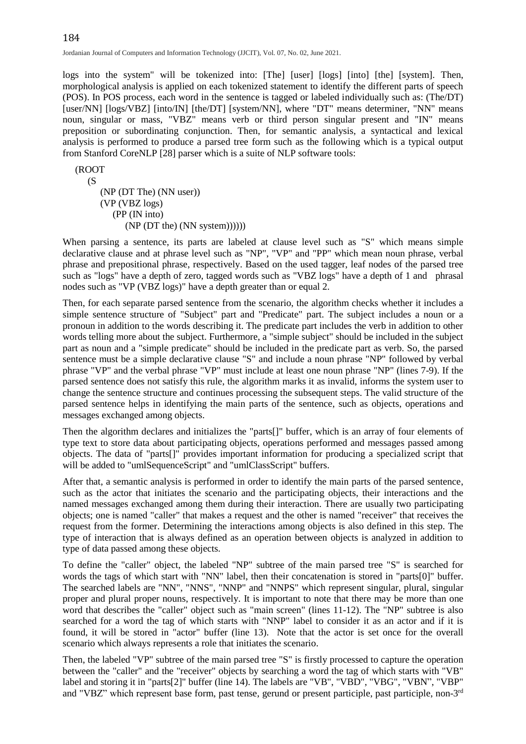logs into the system" will be tokenized into: [The] [user] [logs] [into] [the] [system]. Then, morphological analysis is applied on each tokenized statement to identify the different parts of speech (POS). In POS process, each word in the sentence is tagged or labeled individually such as: (The/DT) [user/NN] [logs/VBZ] [into/IN] [the/DT] [system/NN], where "DT" means determiner, "NN" means noun, singular or mass, "VBZ" means verb or third person singular present and "IN" means preposition or subordinating conjunction. Then, for semantic analysis, a syntactical and lexical analysis is performed to produce a parsed tree form such as the following which is a typical output from Stanford CoreNLP [28] parser which is a suite of NLP software tools:

```
(ROOT
  (S
    (NP (DT The) (NN user))
    (VP (VBZ logs)
      (PP (IN into)
        (NP (DT the) (NN system))))))
```

When parsing a sentence, its parts are labeled at clause level such as "S" which means simple declarative clause and at phrase level such as "NP", "VP" and "PP" which mean noun phrase, verbal phrase and prepositional phrase, respectively. Based on the used tagger, leaf nodes of the parsed tree such as "logs" have a depth of zero, tagged words such as "VBZ logs" have a depth of 1 and phrasal nodes such as "VP (VBZ logs)" have a depth greater than or equal 2.

Then, for each separate parsed sentence from the scenario, the algorithm checks whether it includes a simple sentence structure of "Subject" part and "Predicate" part. The subject includes a noun or a pronoun in addition to the words describing it. The predicate part includes the verb in addition to other words telling more about the subject. Furthermore, a "simple subject" should be included in the subject part as noun and a "simple predicate" should be included in the predicate part as verb. So, the parsed sentence must be a simple declarative clause "S" and include a noun phrase "NP" followed by verbal phrase "VP" and the verbal phrase "VP" must include at least one noun phrase "NP" (lines 7-9). If the parsed sentence does not satisfy this rule, the algorithm marks it as invalid, informs the system user to change the sentence structure and continues processing the subsequent steps. The valid structure of the parsed sentence helps in identifying the main parts of the sentence, such as objects, operations and messages exchanged among objects.

Then the algorithm declares and initializes the "parts[]" buffer, which is an array of four elements of type text to store data about participating objects, operations performed and messages passed among objects. The data of "parts[]" provides important information for producing a specialized script that will be added to "umlSequenceScript" and "umlClassScript" buffers.

After that, a semantic analysis is performed in order to identify the main parts of the parsed sentence, such as the actor that initiates the scenario and the participating objects, their interactions and the named messages exchanged among them during their interaction. There are usually two participating objects; one is named "caller" that makes a request and the other is named "receiver" that receives the request from the former. Determining the interactions among objects is also defined in this step. The type of interaction that is always defined as an operation between objects is analyzed in addition to type of data passed among these objects.

To define the "caller" object, the labeled "NP" subtree of the main parsed tree "S" is searched for words the tags of which start with "NN" label, then their concatenation is stored in "parts[0]" buffer. The searched labels are "NN", "NNS", "NNP" and "NNPS" which represent singular, plural, singular proper and plural proper nouns, respectively. It is important to note that there may be more than one word that describes the "caller" object such as "main screen" (lines 11-12). The "NP" subtree is also searched for a word the tag of which starts with "NNP" label to consider it as an actor and if it is found, it will be stored in "actor" buffer (line 13). Note that the actor is set once for the overall scenario which always represents a role that initiates the scenario.

Then, the labeled "VP" subtree of the main parsed tree "S" is firstly processed to capture the operation between the "caller" and the "receiver" objects by searching a word the tag of which starts with "VB" label and storing it in "parts[2]" buffer (line 14). The labels are "VB", "VBD", "VBG", "VBN", "VBP" and "VBZ" which represent base form, past tense, gerund or present participle, past participle, non-3rd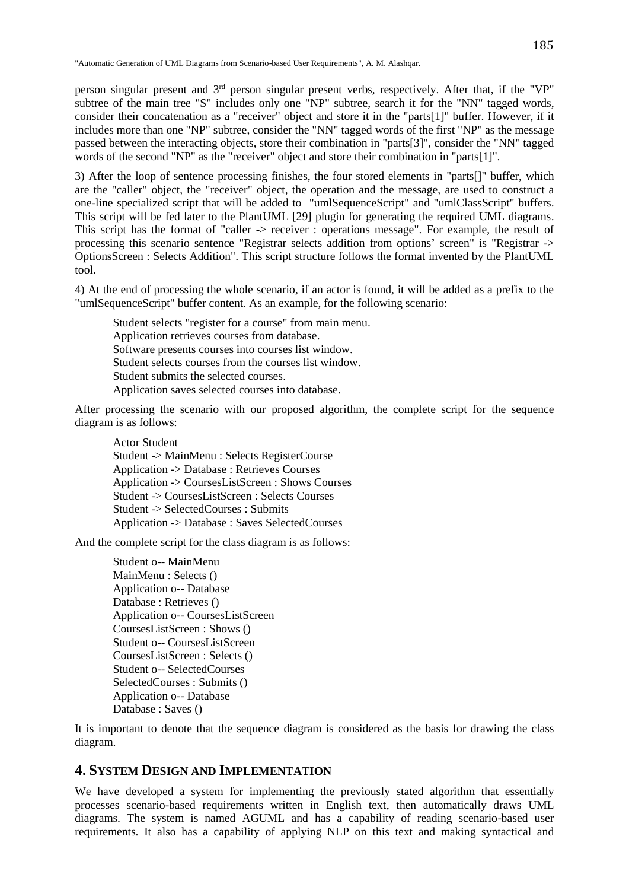person singular present and 3rd person singular present verbs, respectively. After that, if the "VP" subtree of the main tree "S" includes only one "NP" subtree, search it for the "NN" tagged words, consider their concatenation as a "receiver" object and store it in the "parts[1]" buffer. However, if it includes more than one "NP" subtree, consider the "NN" tagged words of the first "NP" as the message passed between the interacting objects, store their combination in "parts[3]", consider the "NN" tagged words of the second "NP" as the "receiver" object and store their combination in "parts[1]".

3) After the loop of sentence processing finishes, the four stored elements in "parts[]" buffer, which are the "caller" object, the "receiver" object, the operation and the message, are used to construct a one-line specialized script that will be added to "umlSequenceScript" and "umlClassScript" buffers. This script will be fed later to the PlantUML [29] plugin for generating the required UML diagrams. This script has the format of "caller -> receiver : operations message". For example, the result of processing this scenario sentence "Registrar selects addition from options' screen" is "Registrar -> OptionsScreen : Selects Addition". This script structure follows the format invented by the PlantUML tool.

4) At the end of processing the whole scenario, if an actor is found, it will be added as a prefix to the "umlSequenceScript" buffer content. As an example, for the following scenario:

> Student selects "register for a course" from main menu.
> Application retrieves courses from database.
> Software presents courses into courses list window.
> Student selects courses from the courses list window.
> Student submits the selected courses.
> Application saves selected courses into database.

After processing the scenario with our proposed algorithm, the complete script for the sequence diagram is as follows:

```
Actor Student
Student -> MainMenu : Selects RegisterCourse
Application -> Database : Retrieves Courses
Application -> CoursesListScreen : Shows Courses
Student -> CoursesListScreen : Selects Courses
Student -> SelectedCourses : Submits
Application -> Database : Saves SelectedCourses
```

And the complete script for the class diagram is as follows:

```
Student o-- MainMenu
MainMenu : Selects ()
Application o-- Database
Database : Retrieves ()
Application o-- CoursesListScreen
CoursesListScreen : Shows ()
Student o-- CoursesListScreen
CoursesListScreen : Selects ()
Student o-- SelectedCourses
SelectedCourses : Submits ()
Application o-- Database
Database : Saves ()
```

It is important to denote that the sequence diagram is considered as the basis for drawing the class diagram.

## 4. System Design and Implementation

We have developed a system for implementing the previously stated algorithm that essentially processes scenario-based requirements written in English text, then automatically draws UML diagrams. The system is named AGUML and has a capability of reading scenario-based user requirements. It also has a capability of applying NLP on this text and making syntactical and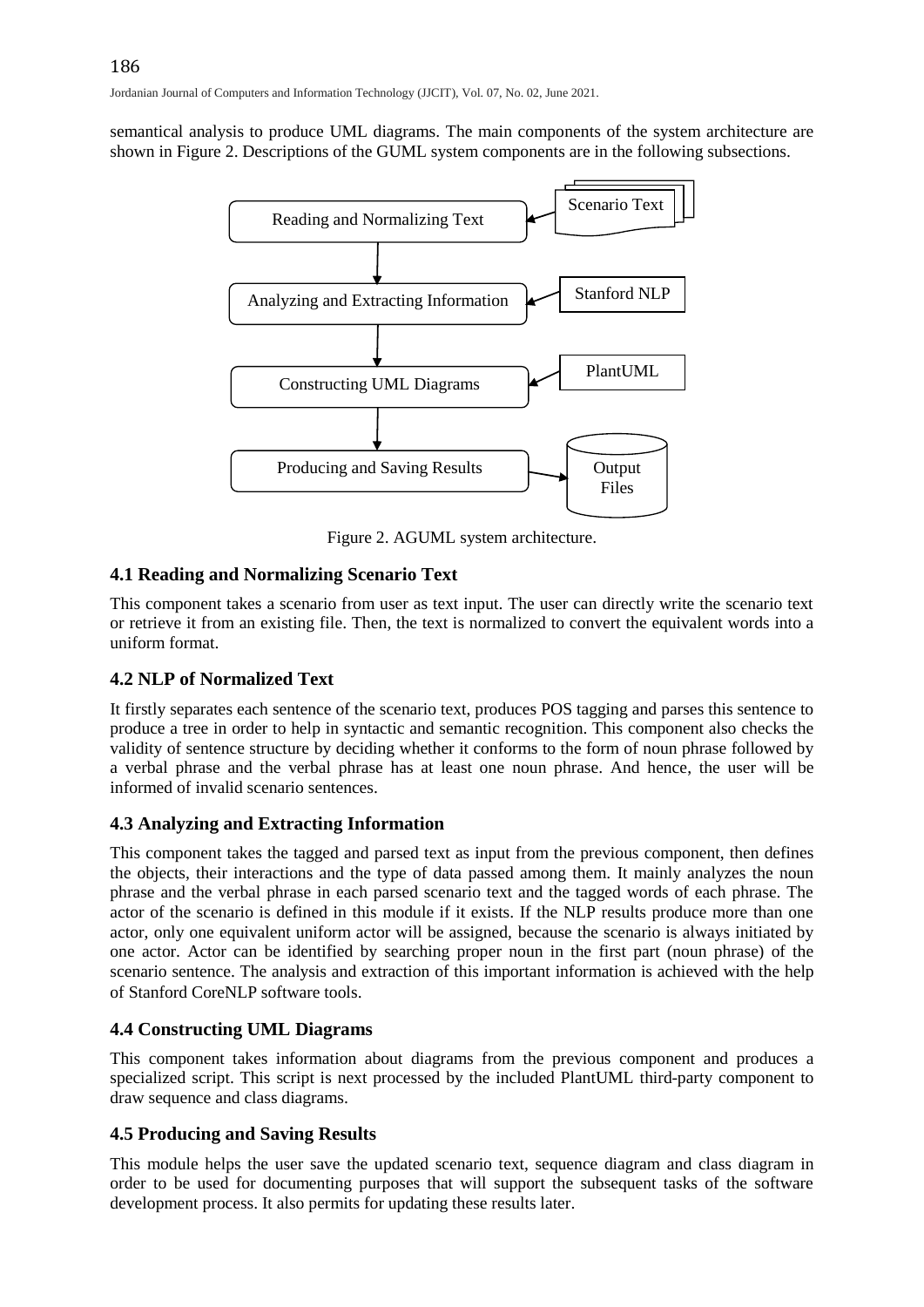semantical analysis to produce UML diagrams. The main components of the system architecture are shown in Figure 2. Descriptions of the GUML system components are in the following subsections.

Figure 2. AGUML system architecture.

### 4.1 Reading and Normalizing Scenario Text

This component takes a scenario from user as text input. The user can directly write the scenario text or retrieve it from an existing file. Then, the text is normalized to convert the equivalent words into a uniform format.

### 4.2 NLP of Normalized Text

It firstly separates each sentence of the scenario text, produces POS tagging and parses this sentence to produce a tree in order to help in syntactic and semantic recognition. This component also checks the validity of sentence structure by deciding whether it conforms to the form of noun phrase followed by a verbal phrase and the verbal phrase has at least one noun phrase. And hence, the user will be informed of invalid scenario sentences.

### 4.3 Analyzing and Extracting Information

This component takes the tagged and parsed text as input from the previous component, then defines the objects, their interactions and the type of data passed among them. It mainly analyzes the noun phrase and the verbal phrase in each parsed scenario text and the tagged words of each phrase. The actor of the scenario is defined in this module if it exists. If the NLP results produce more than one actor, only one equivalent uniform actor will be assigned, because the scenario is always initiated by one actor. Actor can be identified by searching proper noun in the first part (noun phrase) of the scenario sentence. The analysis and extraction of this important information is achieved with the help of Stanford CoreNLP software tools.

### 4.4 Constructing UML Diagrams

This component takes information about diagrams from the previous component and produces a specialized script. This script is next processed by the included PlantUML third-party component to draw sequence and class diagrams.

### 4.5 Producing and Saving Results

This module helps the user save the updated scenario text, sequence diagram and class diagram in order to be used for documenting purposes that will support the subsequent tasks of the software development process. It also permits for updating these results later.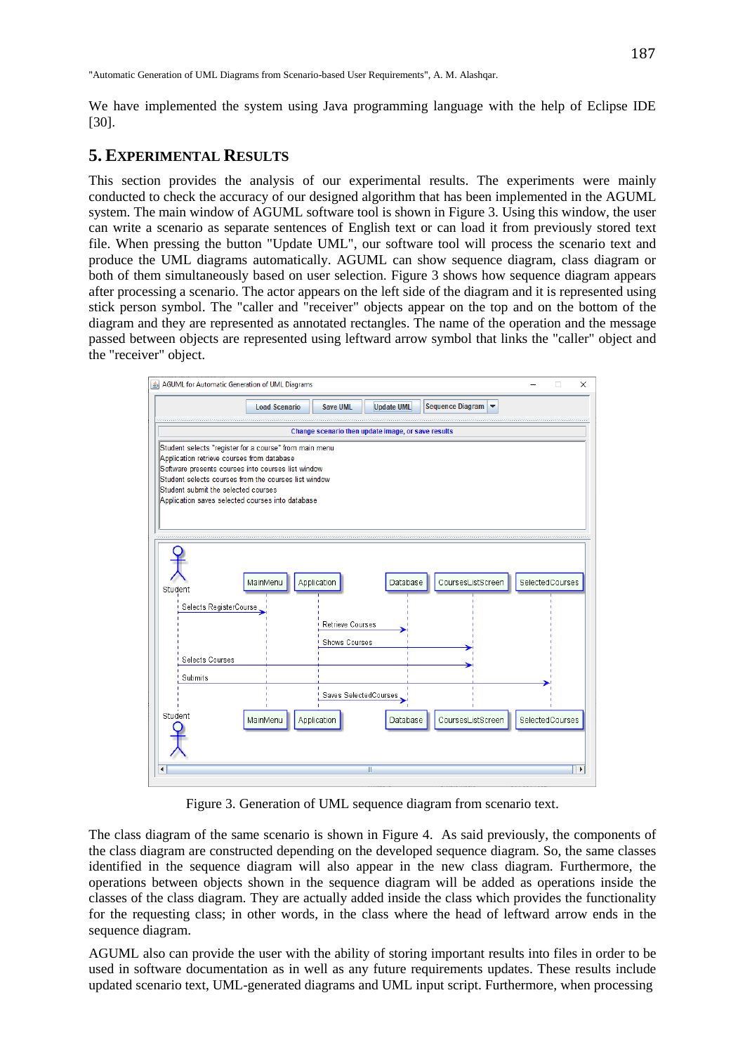We have implemented the system using Java programming language with the help of Eclipse IDE [30].

## 5. Experimental Results

This section provides the analysis of our experimental results. The experiments were mainly conducted to check the accuracy of our designed algorithm that has been implemented in the AGUML system. The main window of AGUML software tool is shown in Figure 3. Using this window, the user can write a scenario as separate sentences of English text or can load it from previously stored text file. When pressing the button "Update UML", our software tool will process the scenario text and produce the UML diagrams automatically. AGUML can show sequence diagram, class diagram or both of them simultaneously based on user selection. Figure 3 shows how sequence diagram appears after processing a scenario. The actor appears on the left side of the diagram and it is represented using stick person symbol. The "caller and "receiver" objects appear on the top and on the bottom of the diagram and they are represented as annotated rectangles. The name of the operation and the message passed between objects are represented using leftward arrow symbol that links the "caller" object and the "receiver" object.

Figure 3. Generation of UML sequence diagram from scenario text.

The class diagram of the same scenario is shown in Figure 4. As said previously, the components of the class diagram are constructed depending on the developed sequence diagram. So, the same classes identified in the sequence diagram will also appear in the new class diagram. Furthermore, the operations between objects shown in the sequence diagram will be added as operations inside the classes of the class diagram. They are actually added inside the class which provides the functionality for the requesting class; in other words, in the class where the head of leftward arrow ends in the sequence diagram.

AGUML also can provide the user with the ability of storing important results into files in order to be used in software documentation as in well as any future requirements updates. These results include updated scenario text, UML-generated diagrams and UML input script. Furthermore, when processing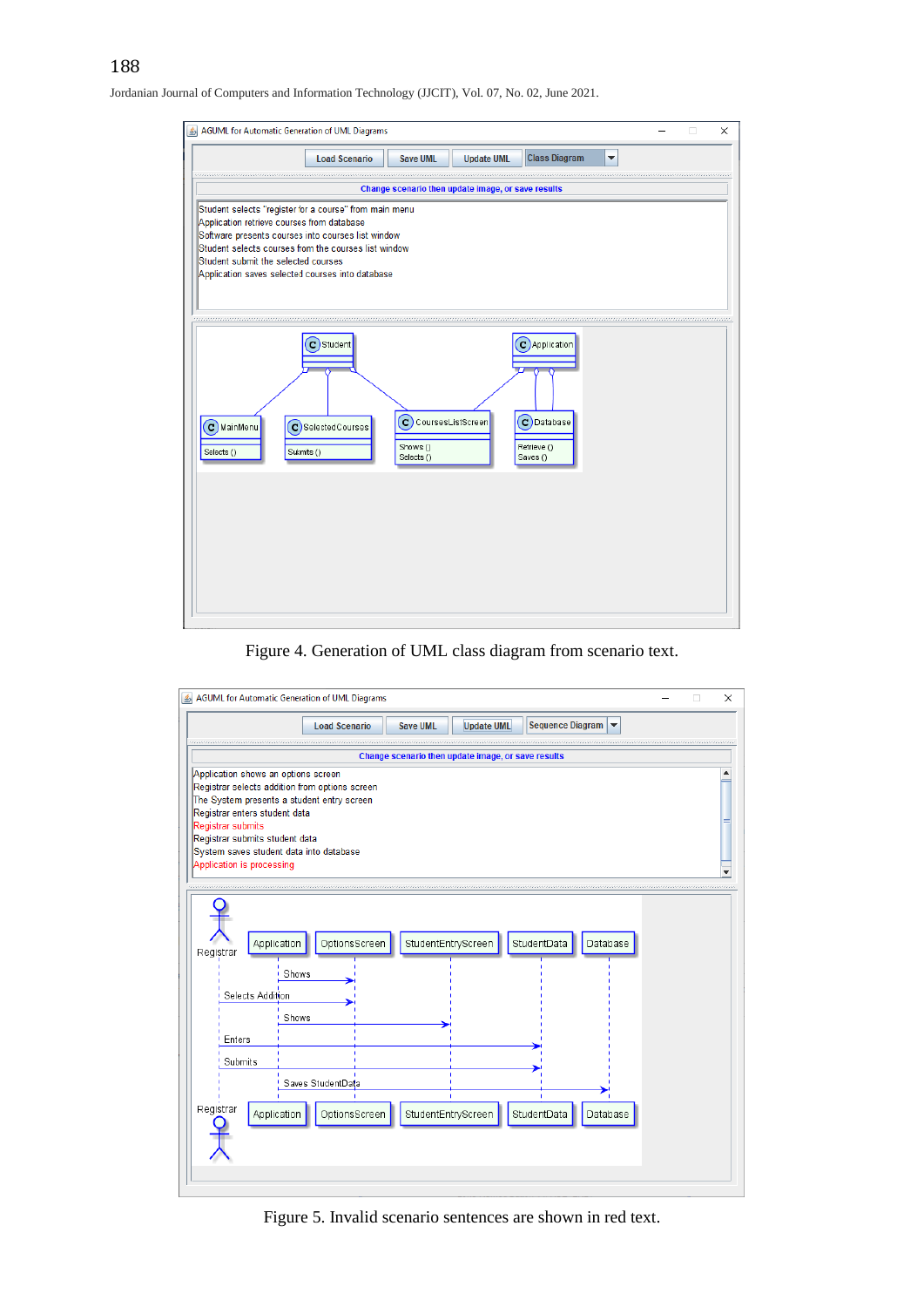Figure 4. Generation of UML class diagram from scenario text.

Figure 5. Invalid scenario sentences are shown in red text.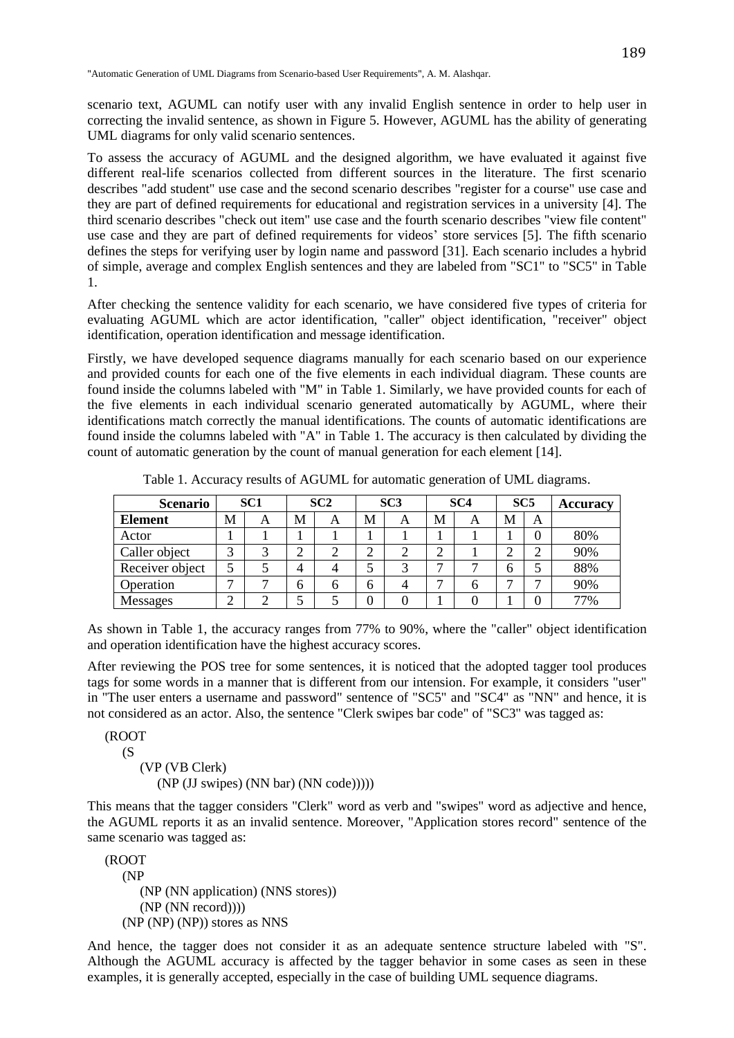scenario text, AGUML can notify user with any invalid English sentence in order to help user in correcting the invalid sentence, as shown in Figure 5. However, AGUML has the ability of generating UML diagrams for only valid scenario sentences.

To assess the accuracy of AGUML and the designed algorithm, we have evaluated it against five different real-life scenarios collected from different sources in the literature. The first scenario describes "add student" use case and the second scenario describes "register for a course" use case and they are part of defined requirements for educational and registration services in a university [4]. The third scenario describes "check out item" use case and the fourth scenario describes "view file content" use case and they are part of defined requirements for videos' store services [5]. The fifth scenario defines the steps for verifying user by login name and password [31]. Each scenario includes a hybrid of simple, average and complex English sentences and they are labeled from "SC1" to "SC5" in Table 1.

After checking the sentence validity for each scenario, we have considered five types of criteria for evaluating AGUML which are actor identification, "caller" object identification, "receiver" object identification, operation identification and message identification.

Firstly, we have developed sequence diagrams manually for each scenario based on our experience and provided counts for each one of the five elements in each individual diagram. These counts are found inside the columns labeled with "M" in Table 1. Similarly, we have provided counts for each of the five elements in each individual scenario generated automatically by AGUML, where their identifications match correctly the manual identifications. The counts of automatic identifications are found inside the columns labeled with "A" in Table 1. The accuracy is then calculated by dividing the count of automatic generation by the count of manual generation for each element [14].

Table 1. Accuracy results of AGUML for automatic generation of UML diagrams.

| **Scenario** | **SC1** | | **SC2** | | **SC3** | | **SC4** | | **SC5** | | **Accuracy** |
|---|---|---|---|---|---|---|---|---|---|---|---|
| **Element** | M | A | M | A | M | A | M | A | M | A | |
| Actor | 1 | 1 | 1 | 1 | 1 | 1 | 1 | 1 | 1 | 0 | 80% |
| Caller object | 3 | 3 | 2 | 2 | 2 | 2 | 2 | 1 | 2 | 2 | 90% |
| Receiver object | 5 | 5 | 4 | 4 | 5 | 3 | 7 | 7 | 6 | 5 | 88% |
| Operation | 7 | 7 | 6 | 6 | 6 | 4 | 7 | 6 | 7 | 7 | 90% |
| Messages | 2 | 2 | 5 | 5 | 0 | 0 | 1 | 0 | 1 | 0 | 77% |

As shown in Table 1, the accuracy ranges from 77% to 90%, where the "caller" object identification and operation identification have the highest accuracy scores.

After reviewing the POS tree for some sentences, it is noticed that the adopted tagger tool produces tags for some words in a manner that is different from our intension. For example, it considers "user" in "The user enters a username and password" sentence of "SC5" and "SC4" as "NN" and hence, it is not considered as an actor. Also, the sentence "Clerk swipes bar code" of "SC3" was tagged as:

```
(ROOT
  (S
    (VP (VB Clerk)
      (NP (JJ swipes) (NN bar) (NN code)))))
```

This means that the tagger considers "Clerk" word as verb and "swipes" word as adjective and hence, the AGUML reports it as an invalid sentence. Moreover, "Application stores record" sentence of the same scenario was tagged as:

```
(ROOT
  (NP
    (NP (NN application) (NNS stores))
    (NP (NN record))))
  (NP (NP) (NP)) stores as NNS
```

And hence, the tagger does not consider it as an adequate sentence structure labeled with "S". Although the AGUML accuracy is affected by the tagger behavior in some cases as seen in these examples, it is generally accepted, especially in the case of building UML sequence diagrams.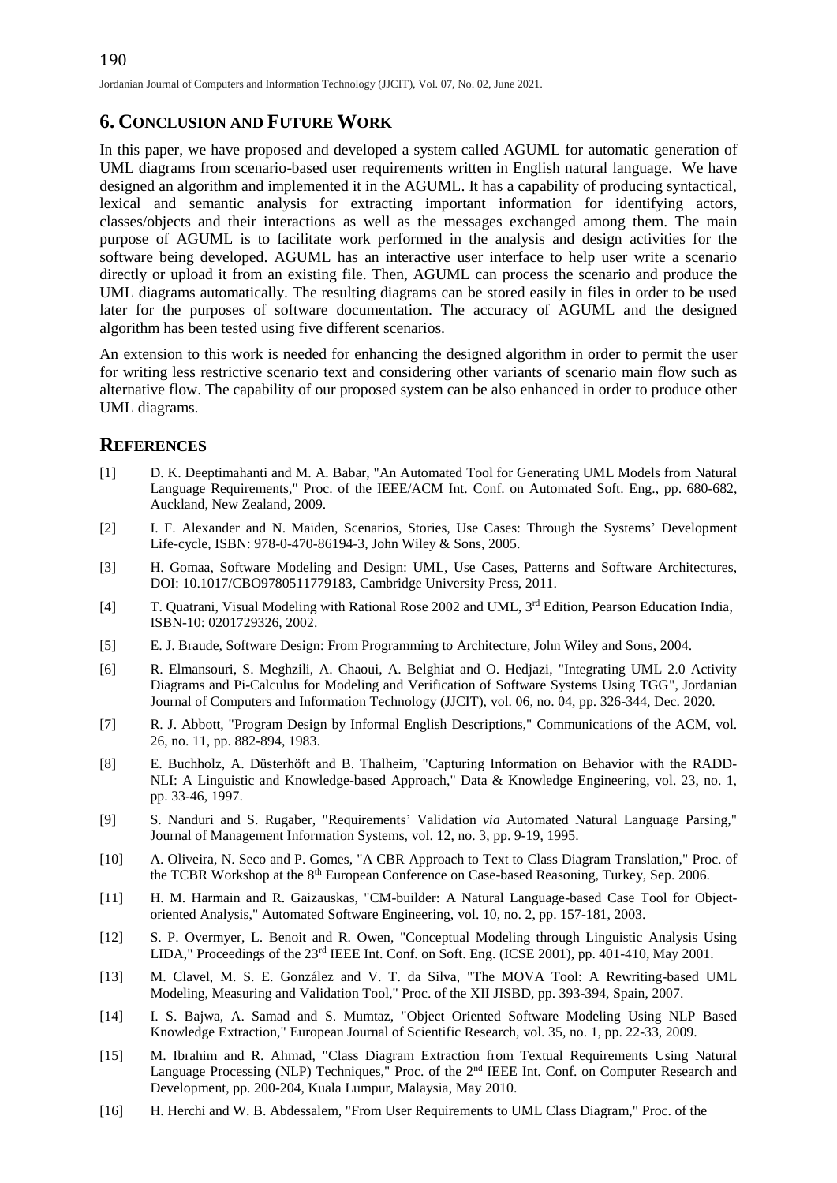## 6. CONCLUSION AND FUTURE WORK

In this paper, we have proposed and developed a system called AGUML for automatic generation of UML diagrams from scenario-based user requirements written in English natural language. We have designed an algorithm and implemented it in the AGUML. It has a capability of producing syntactical, lexical and semantic analysis for extracting important information for identifying actors, classes/objects and their interactions as well as the messages exchanged among them. The main purpose of AGUML is to facilitate work performed in the analysis and design activities for the software being developed. AGUML has an interactive user interface to help user write a scenario directly or upload it from an existing file. Then, AGUML can process the scenario and produce the UML diagrams automatically. The resulting diagrams can be stored easily in files in order to be used later for the purposes of software documentation. The accuracy of AGUML and the designed algorithm has been tested using five different scenarios.

An extension to this work is needed for enhancing the designed algorithm in order to permit the user for writing less restrictive scenario text and considering other variants of scenario main flow such as alternative flow. The capability of our proposed system can be also enhanced in order to produce other UML diagrams.

## REFERENCES

[1] D. K. Deeptimahanti and M. A. Babar, "An Automated Tool for Generating UML Models from Natural Language Requirements," Proc. of the IEEE/ACM Int. Conf. on Automated Soft. Eng., pp. 680-682, Auckland, New Zealand, 2009.

[2] I. F. Alexander and N. Maiden, Scenarios, Stories, Use Cases: Through the Systems' Development Life-cycle, ISBN: 978-0-470-86194-3, John Wiley & Sons, 2005.

[3] H. Gomaa, Software Modeling and Design: UML, Use Cases, Patterns and Software Architectures, DOI: 10.1017/CBO9780511779183, Cambridge University Press, 2011.

[4] T. Quatrani, Visual Modeling with Rational Rose 2002 and UML, 3rd Edition, Pearson Education India, ISBN-10: 0201729326, 2002.

[5] E. J. Braude, Software Design: From Programming to Architecture, John Wiley and Sons, 2004.

[6] R. Elmansouri, S. Meghzili, A. Chaoui, A. Belghiat and O. Hedjazi, "Integrating UML 2.0 Activity Diagrams and Pi-Calculus for Modeling and Verification of Software Systems Using TGG", Jordanian Journal of Computers and Information Technology (JJCIT), vol. 06, no. 04, pp. 326-344, Dec. 2020.

[7] R. J. Abbott, "Program Design by Informal English Descriptions," Communications of the ACM, vol. 26, no. 11, pp. 882-894, 1983.

[8] E. Buchholz, A. Düsterhöft and B. Thalheim, "Capturing Information on Behavior with the RADD-NLI: A Linguistic and Knowledge-based Approach," Data & Knowledge Engineering, vol. 23, no. 1, pp. 33-46, 1997.

[9] S. Nanduri and S. Rugaber, "Requirements' Validation *via* Automated Natural Language Parsing," Journal of Management Information Systems, vol. 12, no. 3, pp. 9-19, 1995.

[10] A. Oliveira, N. Seco and P. Gomes, "A CBR Approach to Text to Class Diagram Translation," Proc. of the TCBR Workshop at the 8th European Conference on Case-based Reasoning, Turkey, Sep. 2006.

[11] H. M. Harmain and R. Gaizauskas, "CM-builder: A Natural Language-based Case Tool for Object-oriented Analysis," Automated Software Engineering, vol. 10, no. 2, pp. 157-181, 2003.

[12] S. P. Overmyer, L. Benoit and R. Owen, "Conceptual Modeling through Linguistic Analysis Using LIDA," Proceedings of the 23rd IEEE Int. Conf. on Soft. Eng. (ICSE 2001), pp. 401-410, May 2001.

[13] M. Clavel, M. S. E. González and V. T. da Silva, "The MOVA Tool: A Rewriting-based UML Modeling, Measuring and Validation Tool," Proc. of the XII JISBD, pp. 393-394, Spain, 2007.

[14] I. S. Bajwa, A. Samad and S. Mumtaz, "Object Oriented Software Modeling Using NLP Based Knowledge Extraction," European Journal of Scientific Research, vol. 35, no. 1, pp. 22-33, 2009.

[15] M. Ibrahim and R. Ahmad, "Class Diagram Extraction from Textual Requirements Using Natural Language Processing (NLP) Techniques," Proc. of the 2nd IEEE Int. Conf. on Computer Research and Development, pp. 200-204, Kuala Lumpur, Malaysia, May 2010.

[16] H. Herchi and W. B. Abdessalem, "From User Requirements to UML Class Diagram," Proc. of the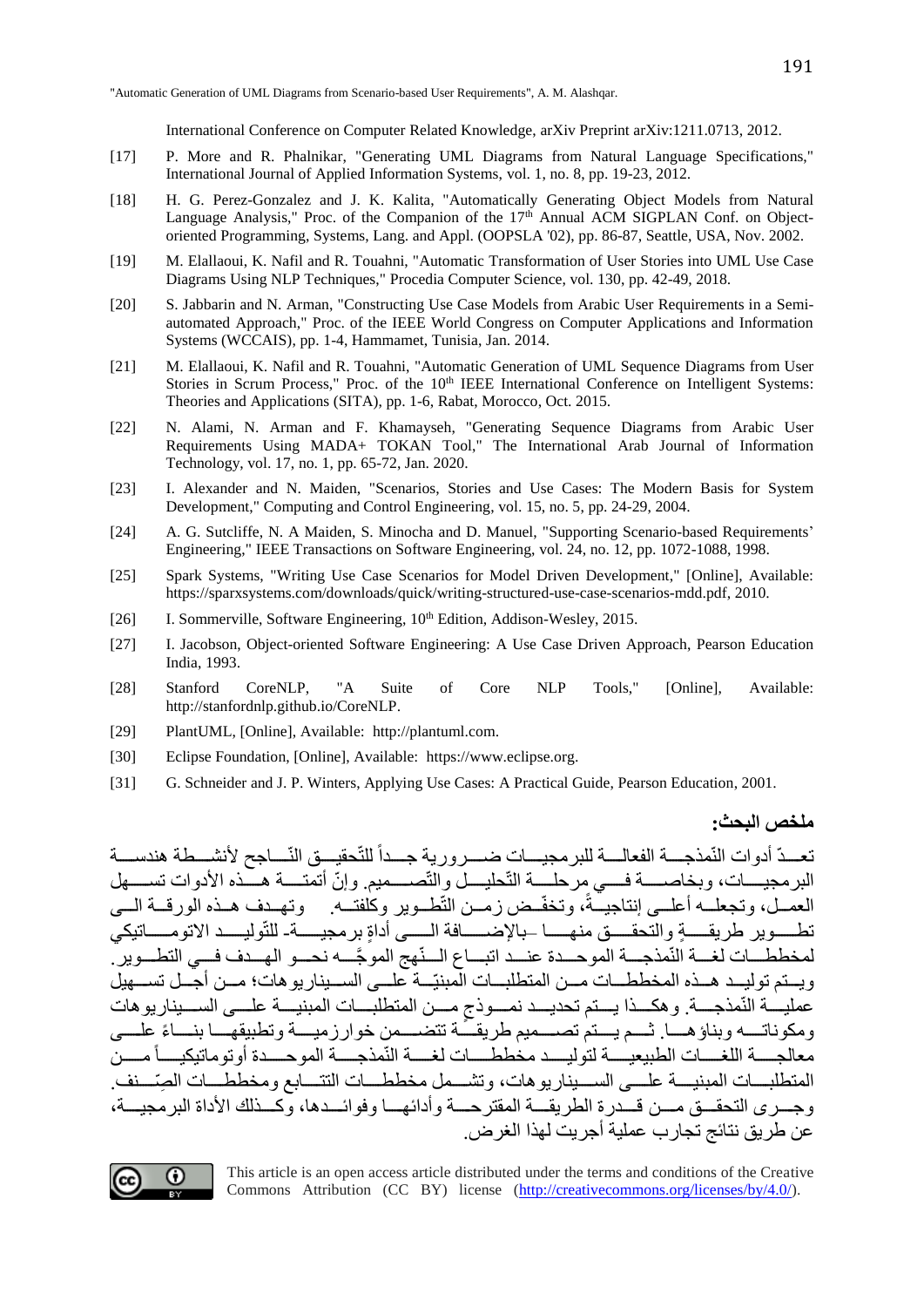International Conference on Computer Related Knowledge, arXiv Preprint arXiv:1211.0713, 2012.

[17] P. More and R. Phalnikar, "Generating UML Diagrams from Natural Language Specifications," International Journal of Applied Information Systems, vol. 1, no. 8, pp. 19-23, 2012.

[18] H. G. Perez-Gonzalez and J. K. Kalita, "Automatically Generating Object Models from Natural Language Analysis," Proc. of the Companion of the 17th Annual ACM SIGPLAN Conf. on Object-oriented Programming, Systems, Lang. and Appl. (OOPSLA '02), pp. 86-87, Seattle, USA, Nov. 2002.

[19] M. Elallaoui, K. Nafil and R. Touahni, "Automatic Transformation of User Stories into UML Use Case Diagrams Using NLP Techniques," Procedia Computer Science, vol. 130, pp. 42-49, 2018.

[20] S. Jabbarin and N. Arman, "Constructing Use Case Models from Arabic User Requirements in a Semi-automated Approach," Proc. of the IEEE World Congress on Computer Applications and Information Systems (WCCAIS), pp. 1-4, Hammamet, Tunisia, Jan. 2014.

[21] M. Elallaoui, K. Nafil and R. Touahni, "Automatic Generation of UML Sequence Diagrams from User Stories in Scrum Process," Proc. of the 10th IEEE International Conference on Intelligent Systems: Theories and Applications (SITA), pp. 1-6, Rabat, Morocco, Oct. 2015.

[22] N. Alami, N. Arman and F. Khamayseh, "Generating Sequence Diagrams from Arabic User Requirements Using MADA+ TOKAN Tool," The International Arab Journal of Information Technology, vol. 17, no. 1, pp. 65-72, Jan. 2020.

[23] I. Alexander and N. Maiden, "Scenarios, Stories and Use Cases: The Modern Basis for System Development," Computing and Control Engineering, vol. 15, no. 5, pp. 24-29, 2004.

[24] A. G. Sutcliffe, N. A Maiden, S. Minocha and D. Manuel, "Supporting Scenario-based Requirements' Engineering," IEEE Transactions on Software Engineering, vol. 24, no. 12, pp. 1072-1088, 1998.

[25] Spark Systems, "Writing Use Case Scenarios for Model Driven Development," [Online], Available: https://sparxsystems.com/downloads/quick/writing-structured-use-case-scenarios-mdd.pdf, 2010.

[26] I. Sommerville, Software Engineering, 10th Edition, Addison-Wesley, 2015.

[27] I. Jacobson, Object-oriented Software Engineering: A Use Case Driven Approach, Pearson Education India, 1993.

[28] Stanford CoreNLP, "A Suite of Core NLP Tools," [Online], Available: http://stanfordnlp.github.io/CoreNLP.

[29] PlantUML, [Online], Available: http://plantuml.com.

[30] Eclipse Foundation, [Online], Available: https://www.eclipse.org.

[31] G. Schneider and J. P. Winters, Applying Use Cases: A Practical Guide, Pearson Education, 2001.

## ملخص البحث:

تعدّ أدوات النّمذجة الفعالة للبرمجيات ضرورية جداً للتّحقيق النّاجح لأنشطة هندسة البرمجيات، وبخاصة في مرحلة التّحليل والتّصميم. وإنّ أتمتة هذه الأدوات تسهل العمل، وتجعله أعلى إنتاجيةً، وتخفّض زمن التّطوير وكلفته. وتهدف هذه الورقة الى تطوير طريقةٍ والتحقق منها -بالإضافة الى أداةٍ برمجية- للتّوليد الاوتوماتيكي لمخططات لغة النّمذجة الموحدة عند اتباع النّهج الموجّه نحو الهدف في التطوير. ويتم توليد هذه المخططات من المتطلبات المبنيّة على السيناريوهات؛ من أجل تسهيل عملية النّمذجة. وهكذا يتم تحديد نموذجٍ من المتطلبات المبنية على السيناريوهات ومكوناته وبناؤها. ثم يتم تصميم طريقة تتضمن خوارزمية وتطبيقها بناءً على معالجة اللغات الطبيعية لتوليد مخططات لغة النّمذجة الموحدة أوتوماتيكياً من المتطلبات المبنية على السيناريوهات، وتشمل مخططات التتابع ومخططات الصّنف. وجرى التحقق من قدرة الطريقة المقترحة وأدائها وفوائدها، وكذلك الأداة البرمجية، عن طريق نتائج تجارب عملية أجريت لهذا الغرض.

This article is an open access article distributed under the terms and conditions of the Creative Commons Attribution (CC BY) license (http://creativecommons.org/licenses/by/4.0/).